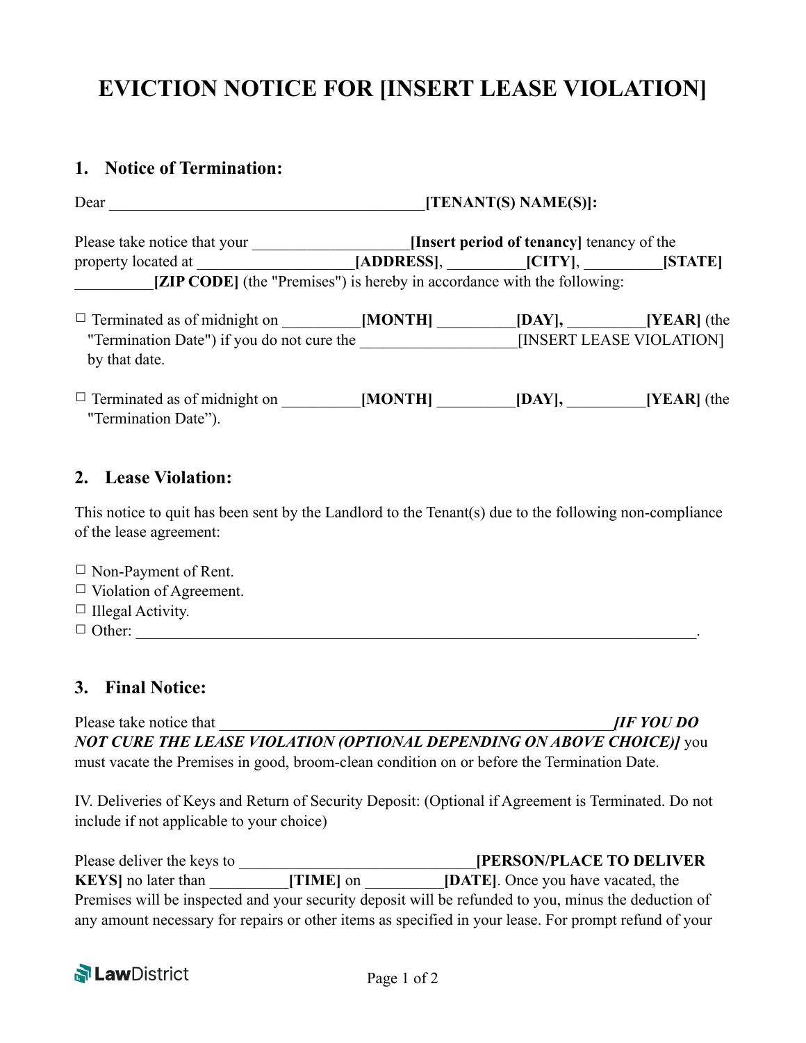# EVICTION NOTICE FOR [INSERT LEASE VIOLATION]

## 1. Notice of Termination:

Dear ________________________________________**[TENANT(S) NAME(S)]:**

Please take notice that your ____________________**[Insert period of tenancy]** tenancy of the property located at ____________________**[ADDRESS]**, __________**[CITY]**, __________**[STATE]** __________**[ZIP CODE]** (the "Premises") is hereby in accordance with the following:

☐ Terminated as of midnight on __________**[MONTH]** __________**[DAY],** __________**[YEAR]** (the "Termination Date") if you do not cure the ____________________[INSERT LEASE VIOLATION] by that date.

☐ Terminated as of midnight on __________**[MONTH]** __________**[DAY],** __________**[YEAR]** (the "Termination Date").

## 2. Lease Violation:

This notice to quit has been sent by the Landlord to the Tenant(s) due to the following non-compliance of the lease agreement:

☐ Non-Payment of Rent.
☐ Violation of Agreement.
☐ Illegal Activity.
☐ Other: ________________________________________________________________________.

## 3. Final Notice:

Please take notice that ___________________________________________________***[IF YOU DO NOT CURE THE LEASE VIOLATION (OPTIONAL DEPENDING ON ABOVE CHOICE)]*** you must vacate the Premises in good, broom-clean condition on or before the Termination Date.

IV. Deliveries of Keys and Return of Security Deposit: (Optional if Agreement is Terminated. Do not include if not applicable to your choice)

Please deliver the keys to ______________________________**[PERSON/PLACE TO DELIVER KEYS]** no later than __________**[TIME]** on __________**[DATE]**. Once you have vacated, the Premises will be inspected and your security deposit will be refunded to you, minus the deduction of any amount necessary for repairs or other items as specified in your lease. For prompt refund of your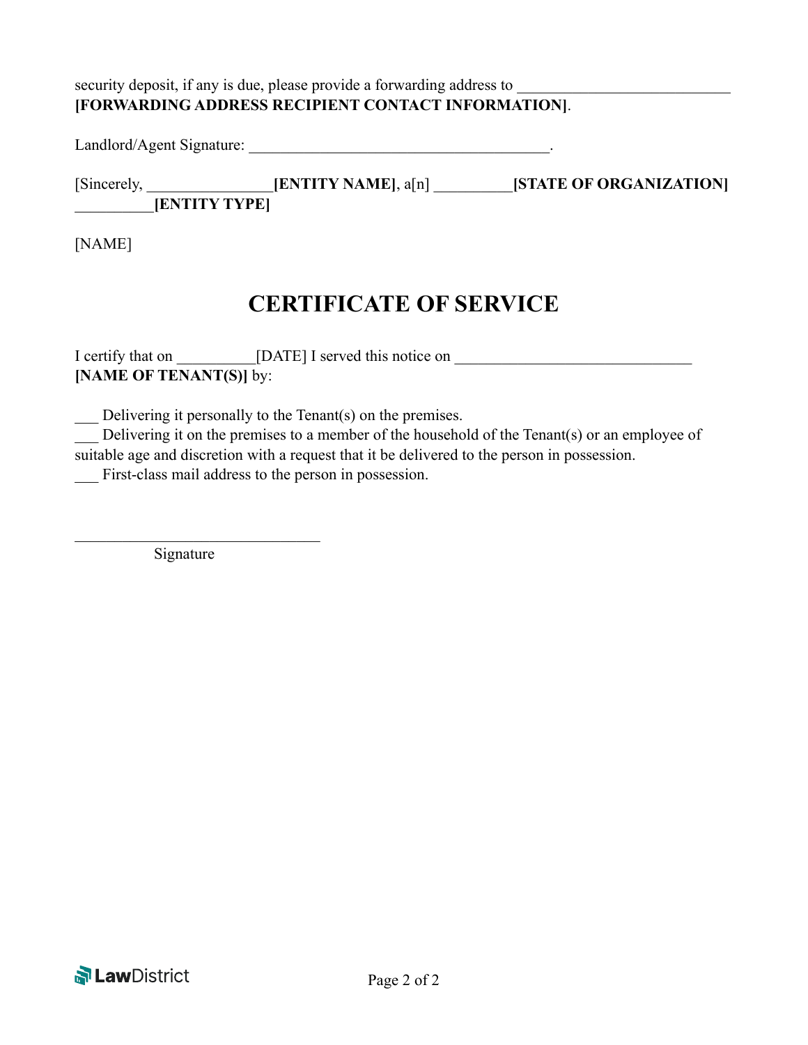security deposit, if any is due, please provide a forwarding address to ___________________________ **[FORWARDING ADDRESS RECIPIENT CONTACT INFORMATION]**.

Landlord/Agent Signature: ______________________________________.

[Sincerely, ________________**[ENTITY NAME]**, a[n] __________**[STATE OF ORGANIZATION]** __________**[ENTITY TYPE]**

[NAME]

# CERTIFICATE OF SERVICE

I certify that on __________[DATE] I served this notice on ______________________________ **[NAME OF TENANT(S)]** by:

___ Delivering it personally to the Tenant(s) on the premises.
___ Delivering it on the premises to a member of the household of the Tenant(s) or an employee of suitable age and discretion with a request that it be delivered to the person in possession.
___ First-class mail address to the person in possession.

________________________________
Signature